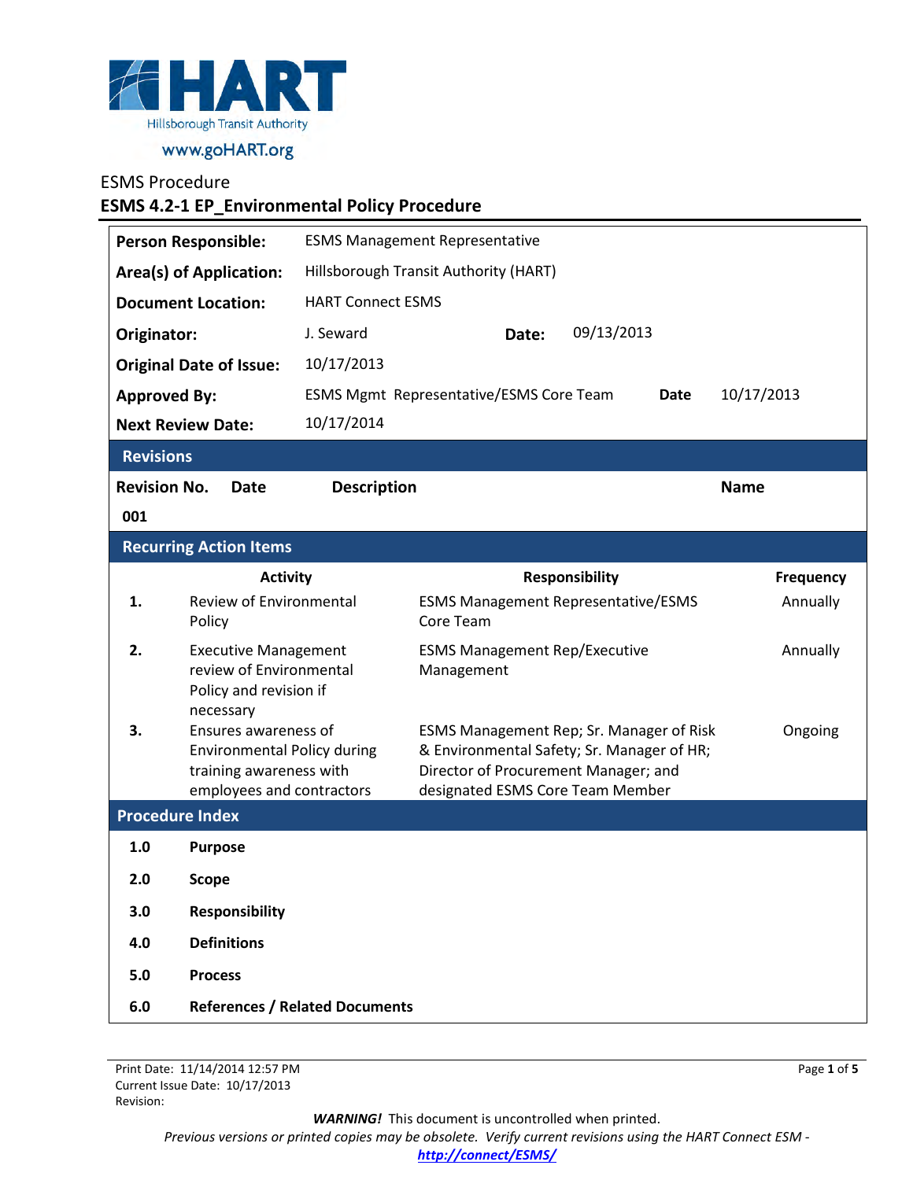HART
Hillsborough Transit Authority
www.goHART.org

ESMS Procedure

# ESMS 4.2-1 EP_Environmental Policy Procedure

| | | | |
|---|---|---|---|
| **Person Responsible:** | ESMS Management Representative | | |
| **Area(s) of Application:** | Hillsborough Transit Authority (HART) | | |
| **Document Location:** | HART Connect ESMS | | |
| **Originator:** | J. Seward | **Date:** | 09/13/2013 |
| **Original Date of Issue:** | 10/17/2013 | | |
| **Approved By:** | ESMS Mgmt Representative/ESMS Core Team | **Date** | 10/17/2013 |
| **Next Review Date:** | 10/17/2014 | | |

## Revisions

| Revision No. | Date | Description | Name |
|---|---|---|---|
| 001 | | | |

## Recurring Action Items

| | Activity | Responsibility | Frequency |
|---|---|---|---|
| 1. | Review of Environmental Policy | ESMS Management Representative/ESMS Core Team | Annually |
| 2. | Executive Management review of Environmental Policy and revision if necessary | ESMS Management Rep/Executive Management | Annually |
| 3. | Ensures awareness of Environmental Policy during training awareness with employees and contractors | ESMS Management Rep; Sr. Manager of Risk & Environmental Safety; Sr. Manager of HR; Director of Procurement Manager; and designated ESMS Core Team Member | Ongoing |

## Procedure Index

**1.0** **Purpose**

**2.0** **Scope**

**3.0** **Responsibility**

**4.0** **Definitions**

**5.0** **Process**

**6.0** **References / Related Documents**

Print Date: 11/14/2014 12:57 PM
Current Issue Date: 10/17/2013
Revision:

***WARNING!*** This document is uncontrolled when printed.
*Previous versions or printed copies may be obsolete. Verify current revisions using the HART Connect ESM -* ***http://connect/ESMS/***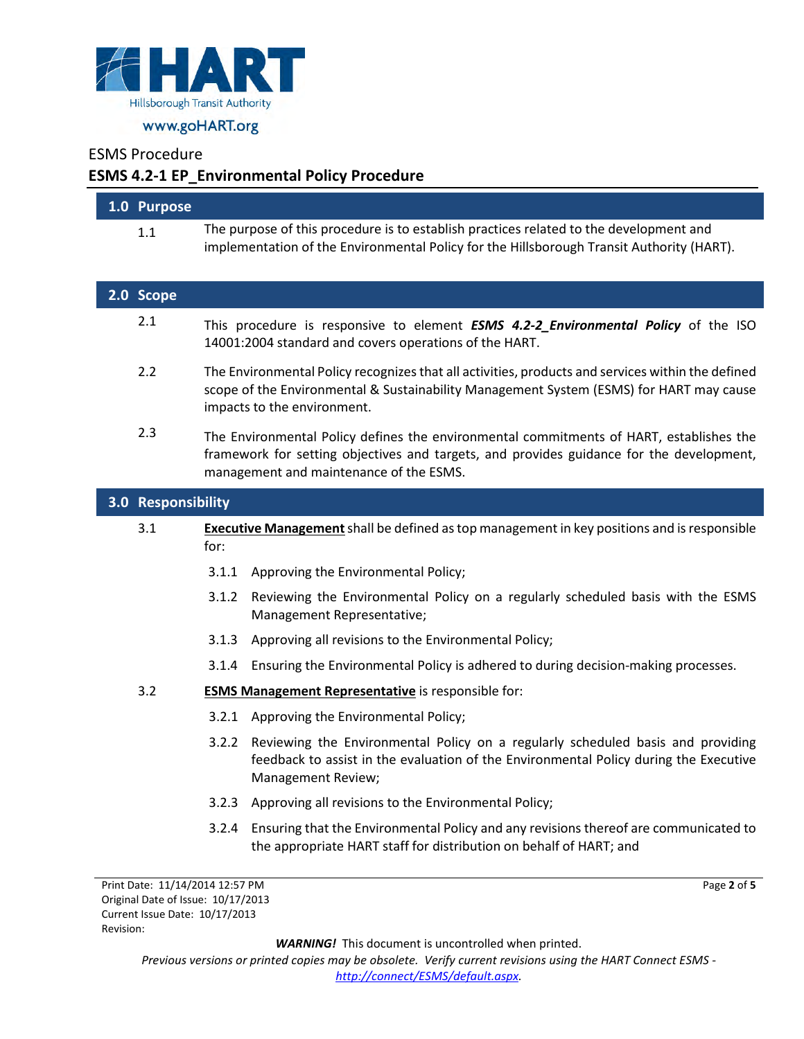ESMS Procedure

# ESMS 4.2-1 EP_Environmental Policy Procedure

## 1.0 Purpose

1.1 The purpose of this procedure is to establish practices related to the development and implementation of the Environmental Policy for the Hillsborough Transit Authority (HART).

## 2.0 Scope

2.1 This procedure is responsive to element ***ESMS 4.2-2_Environmental Policy*** of the ISO 14001:2004 standard and covers operations of the HART.

2.2 The Environmental Policy recognizes that all activities, products and services within the defined scope of the Environmental & Sustainability Management System (ESMS) for HART may cause impacts to the environment.

2.3 The Environmental Policy defines the environmental commitments of HART, establishes the framework for setting objectives and targets, and provides guidance for the development, management and maintenance of the ESMS.

## 3.0 Responsibility

3.1 **Executive Management** shall be defined as top management in key positions and is responsible for:

- 3.1.1 Approving the Environmental Policy;
- 3.1.2 Reviewing the Environmental Policy on a regularly scheduled basis with the ESMS Management Representative;
- 3.1.3 Approving all revisions to the Environmental Policy;
- 3.1.4 Ensuring the Environmental Policy is adhered to during decision-making processes.

3.2 **ESMS Management Representative** is responsible for:

- 3.2.1 Approving the Environmental Policy;
- 3.2.2 Reviewing the Environmental Policy on a regularly scheduled basis and providing feedback to assist in the evaluation of the Environmental Policy during the Executive Management Review;
- 3.2.3 Approving all revisions to the Environmental Policy;
- 3.2.4 Ensuring that the Environmental Policy and any revisions thereof are communicated to the appropriate HART staff for distribution on behalf of HART; and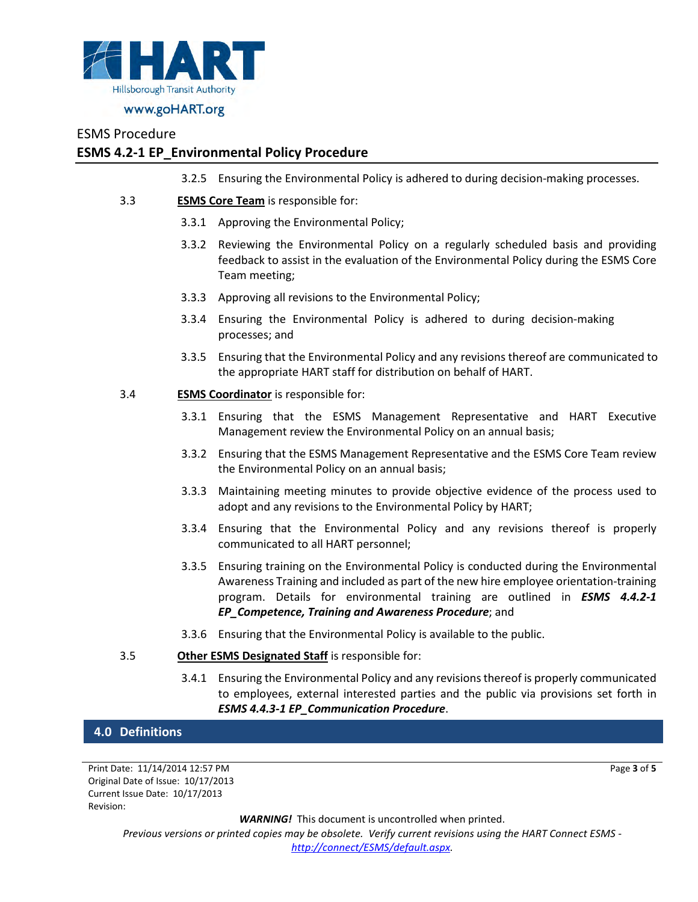3.2.5 Ensuring the Environmental Policy is adhered to during decision-making processes.

3.3 **ESMS Core Team** is responsible for:

3.3.1 Approving the Environmental Policy;

3.3.2 Reviewing the Environmental Policy on a regularly scheduled basis and providing feedback to assist in the evaluation of the Environmental Policy during the ESMS Core Team meeting;

3.3.3 Approving all revisions to the Environmental Policy;

3.3.4 Ensuring the Environmental Policy is adhered to during decision-making processes; and

3.3.5 Ensuring that the Environmental Policy and any revisions thereof are communicated to the appropriate HART staff for distribution on behalf of HART.

3.4 **ESMS Coordinator** is responsible for:

3.3.1 Ensuring that the ESMS Management Representative and HART Executive Management review the Environmental Policy on an annual basis;

3.3.2 Ensuring that the ESMS Management Representative and the ESMS Core Team review the Environmental Policy on an annual basis;

3.3.3 Maintaining meeting minutes to provide objective evidence of the process used to adopt and any revisions to the Environmental Policy by HART;

3.3.4 Ensuring that the Environmental Policy and any revisions thereof is properly communicated to all HART personnel;

3.3.5 Ensuring training on the Environmental Policy is conducted during the Environmental Awareness Training and included as part of the new hire employee orientation-training program. Details for environmental training are outlined in ***ESMS 4.4.2-1 EP_Competence, Training and Awareness Procedure***; and

3.3.6 Ensuring that the Environmental Policy is available to the public.

3.5 **Other ESMS Designated Staff** is responsible for:

3.4.1 Ensuring the Environmental Policy and any revisions thereof is properly communicated to employees, external interested parties and the public via provisions set forth in ***ESMS 4.4.3-1 EP_Communication Procedure***.

## 4.0 Definitions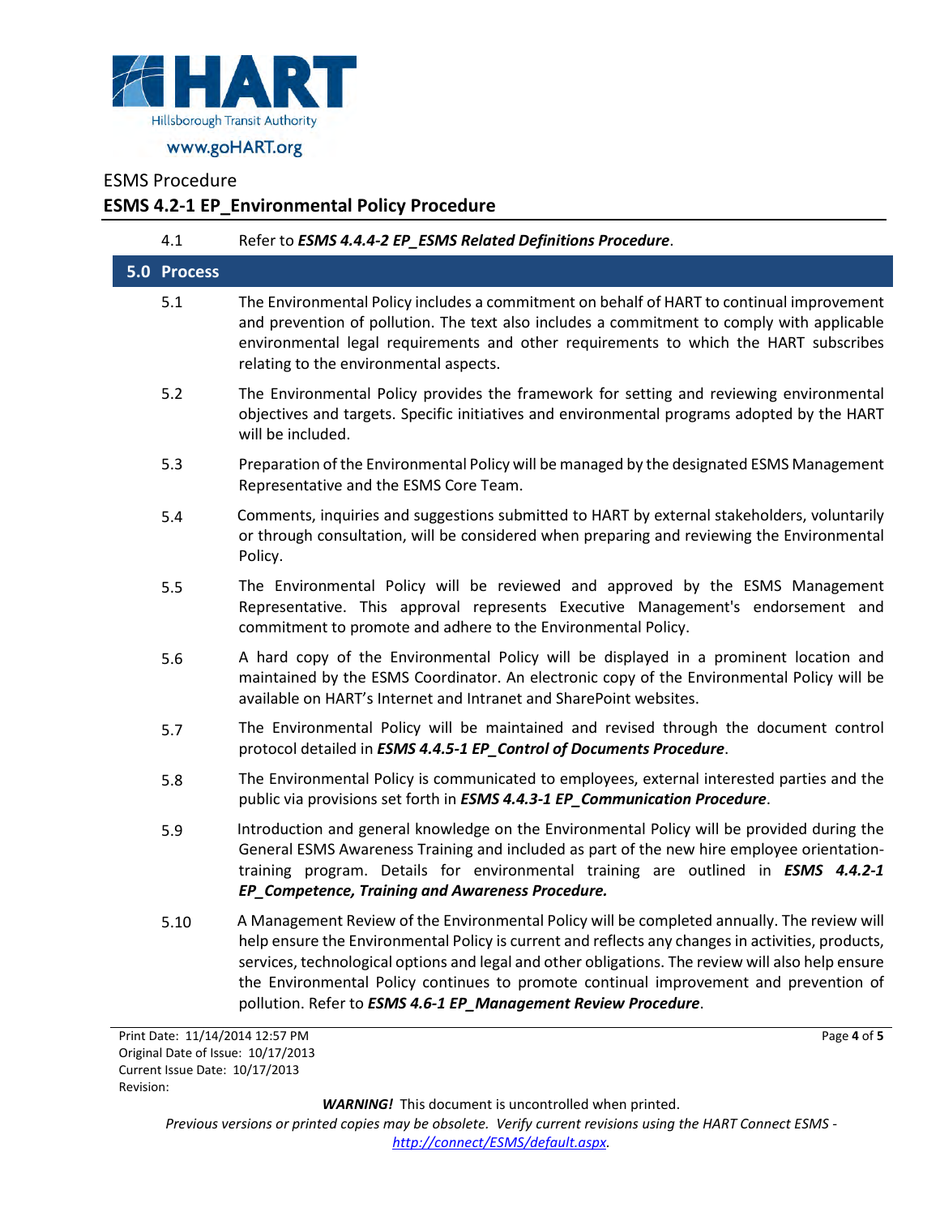4.1 Refer to ***ESMS 4.4.4-2 EP_ESMS Related Definitions Procedure***.

## 5.0 Process

5.1 The Environmental Policy includes a commitment on behalf of HART to continual improvement and prevention of pollution. The text also includes a commitment to comply with applicable environmental legal requirements and other requirements to which the HART subscribes relating to the environmental aspects.

5.2 The Environmental Policy provides the framework for setting and reviewing environmental objectives and targets. Specific initiatives and environmental programs adopted by the HART will be included.

5.3 Preparation of the Environmental Policy will be managed by the designated ESMS Management Representative and the ESMS Core Team.

5.4 Comments, inquiries and suggestions submitted to HART by external stakeholders, voluntarily or through consultation, will be considered when preparing and reviewing the Environmental Policy.

5.5 The Environmental Policy will be reviewed and approved by the ESMS Management Representative. This approval represents Executive Management's endorsement and commitment to promote and adhere to the Environmental Policy.

5.6 A hard copy of the Environmental Policy will be displayed in a prominent location and maintained by the ESMS Coordinator. An electronic copy of the Environmental Policy will be available on HART's Internet and Intranet and SharePoint websites.

5.7 The Environmental Policy will be maintained and revised through the document control protocol detailed in ***ESMS 4.4.5-1 EP_Control of Documents Procedure***.

5.8 The Environmental Policy is communicated to employees, external interested parties and the public via provisions set forth in ***ESMS 4.4.3-1 EP_Communication Procedure***.

5.9 Introduction and general knowledge on the Environmental Policy will be provided during the General ESMS Awareness Training and included as part of the new hire employee orientation-training program. Details for environmental training are outlined in ***ESMS 4.4.2-1 EP_Competence, Training and Awareness Procedure.***

5.10 A Management Review of the Environmental Policy will be completed annually. The review will help ensure the Environmental Policy is current and reflects any changes in activities, products, services, technological options and legal and other obligations. The review will also help ensure the Environmental Policy continues to promote continual improvement and prevention of pollution. Refer to ***ESMS 4.6-1 EP_Management Review Procedure***.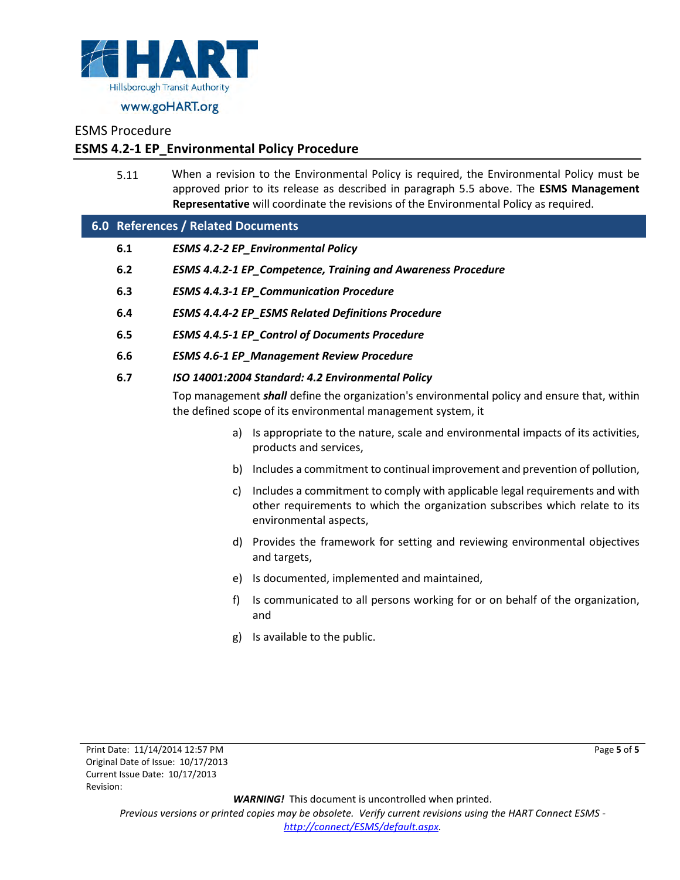5.11 When a revision to the Environmental Policy is required, the Environmental Policy must be approved prior to its release as described in paragraph 5.5 above. The **ESMS Management Representative** will coordinate the revisions of the Environmental Policy as required.

## 6.0 References / Related Documents

**6.1** ***ESMS 4.2-2 EP_Environmental Policy***

**6.2** ***ESMS 4.4.2-1 EP_Competence, Training and Awareness Procedure***

**6.3** ***ESMS 4.4.3-1 EP_Communication Procedure***

**6.4** ***ESMS 4.4.4-2 EP_ESMS Related Definitions Procedure***

**6.5** ***ESMS 4.4.5-1 EP_Control of Documents Procedure***

**6.6** ***ESMS 4.6-1 EP_Management Review Procedure***

**6.7** ***ISO 14001:2004 Standard: 4.2 Environmental Policy***

Top management ***shall*** define the organization's environmental policy and ensure that, within the defined scope of its environmental management system, it

a) Is appropriate to the nature, scale and environmental impacts of its activities, products and services,

b) Includes a commitment to continual improvement and prevention of pollution,

c) Includes a commitment to comply with applicable legal requirements and with other requirements to which the organization subscribes which relate to its environmental aspects,

d) Provides the framework for setting and reviewing environmental objectives and targets,

e) Is documented, implemented and maintained,

f) Is communicated to all persons working for or on behalf of the organization, and

g) Is available to the public.